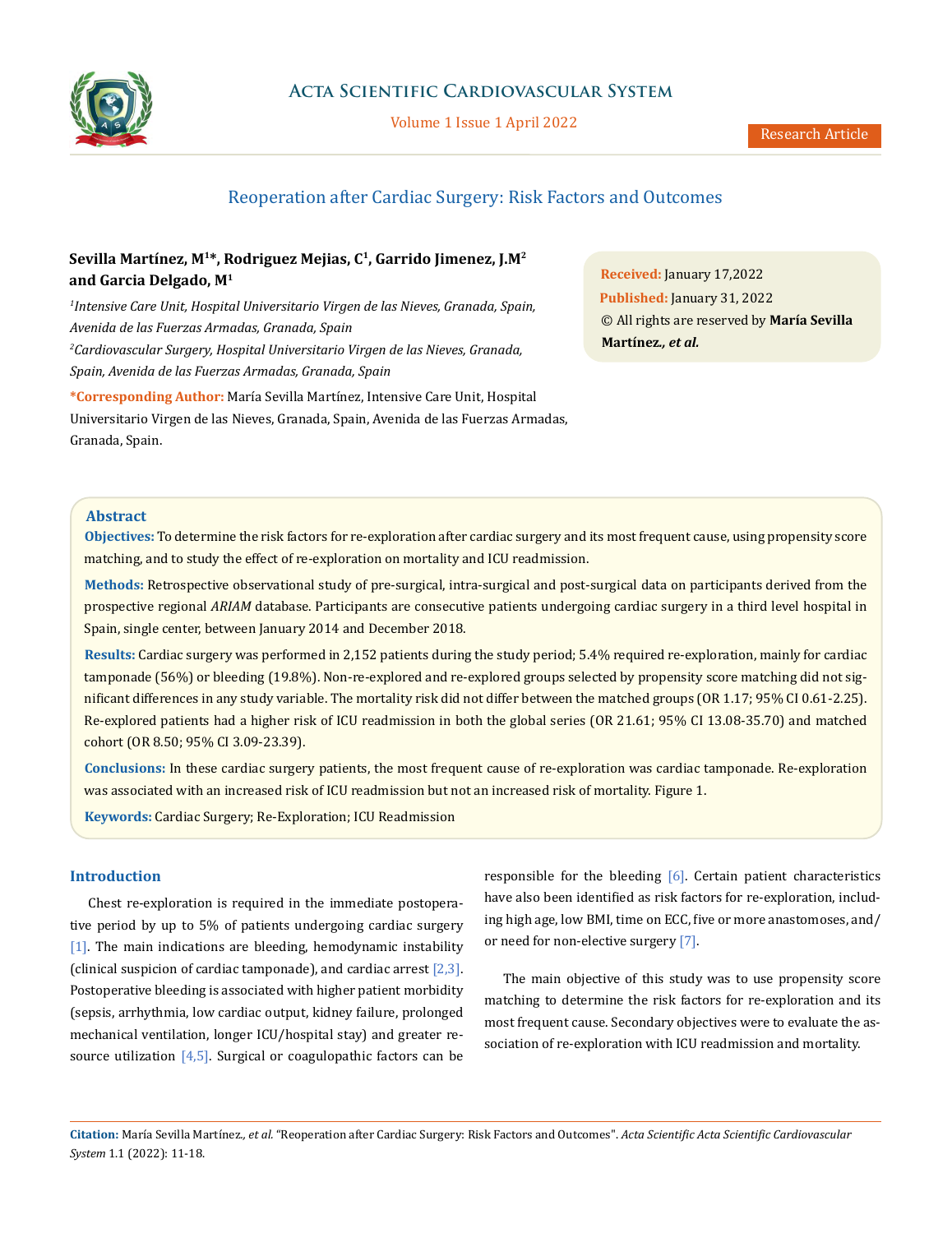# Reoperation after Cardiac Surgery: Risk Factors and Outcomes

**Sevilla Martínez, M[1]*, Rodriguez Mejias, C[1], Garrido Jimenez, J.M[2] and Garcia Delgado, M[1]**

*[1]Intensive Care Unit, Hospital Universitario Virgen de las Nieves, Granada, Spain, Avenida de las Fuerzas Armadas, Granada, Spain*

*[2]Cardiovascular Surgery, Hospital Universitario Virgen de las Nieves, Granada, Spain, Avenida de las Fuerzas Armadas, Granada, Spain*

**\*Corresponding Author:** María Sevilla Martínez, Intensive Care Unit, Hospital Universitario Virgen de las Nieves, Granada, Spain, Avenida de las Fuerzas Armadas, Granada, Spain.

**Received:** January 17,2022
**Published:** January 31, 2022
© All rights are reserved by **María Sevilla Martínez.*, et al.***

## Abstract

**Objectives:** To determine the risk factors for re-exploration after cardiac surgery and its most frequent cause, using propensity score matching, and to study the effect of re-exploration on mortality and ICU readmission.

**Methods:** Retrospective observational study of pre-surgical, intra-surgical and post-surgical data on participants derived from the prospective regional *ARIAM* database. Participants are consecutive patients undergoing cardiac surgery in a third level hospital in Spain, single center, between January 2014 and December 2018.

**Results:** Cardiac surgery was performed in 2,152 patients during the study period; 5.4% required re-exploration, mainly for cardiac tamponade (56%) or bleeding (19.8%). Non-re-explored and re-explored groups selected by propensity score matching did not significant differences in any study variable. The mortality risk did not differ between the matched groups (OR 1.17; 95% CI 0.61-2.25). Re-explored patients had a higher risk of ICU readmission in both the global series (OR 21.61; 95% CI 13.08-35.70) and matched cohort (OR 8.50; 95% CI 3.09-23.39).

**Conclusions:** In these cardiac surgery patients, the most frequent cause of re-exploration was cardiac tamponade. Re-exploration was associated with an increased risk of ICU readmission but not an increased risk of mortality. Figure 1.

**Keywords:** Cardiac Surgery; Re-Exploration; ICU Readmission

## Introduction

Chest re-exploration is required in the immediate postoperative period by up to 5% of patients undergoing cardiac surgery [1]. The main indications are bleeding, hemodynamic instability (clinical suspicion of cardiac tamponade), and cardiac arrest [2,3]. Postoperative bleeding is associated with higher patient morbidity (sepsis, arrhythmia, low cardiac output, kidney failure, prolonged mechanical ventilation, longer ICU/hospital stay) and greater resource utilization [4,5]. Surgical or coagulopathic factors can be responsible for the bleeding [6]. Certain patient characteristics have also been identified as risk factors for re-exploration, including high age, low BMI, time on ECC, five or more anastomoses, and/or need for non-elective surgery [7].

The main objective of this study was to use propensity score matching to determine the risk factors for re-exploration and its most frequent cause. Secondary objectives were to evaluate the association of re-exploration with ICU readmission and mortality.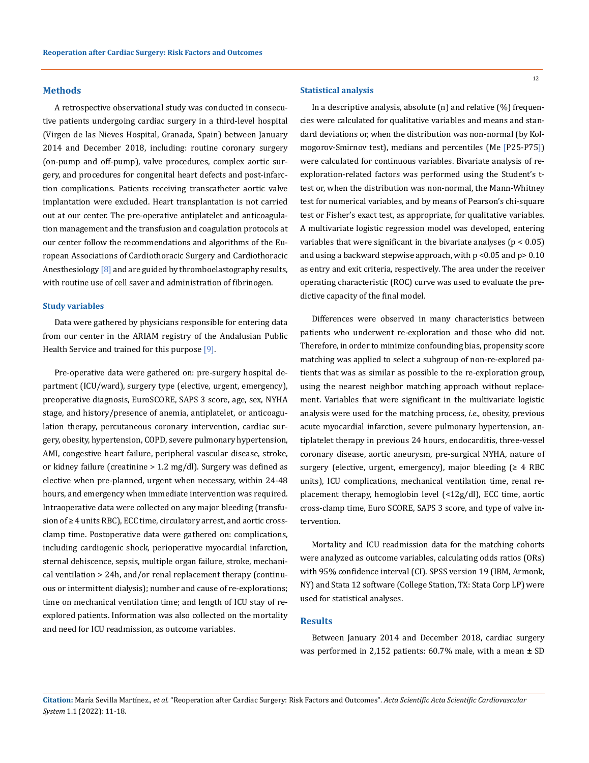## Methods

A retrospective observational study was conducted in consecutive patients undergoing cardiac surgery in a third-level hospital (Virgen de las Nieves Hospital, Granada, Spain) between January 2014 and December 2018, including: routine coronary surgery (on-pump and off-pump), valve procedures, complex aortic surgery, and procedures for congenital heart defects and post-infarction complications. Patients receiving transcatheter aortic valve implantation were excluded. Heart transplantation is not carried out at our center. The pre-operative antiplatelet and anticoagulation management and the transfusion and coagulation protocols at our center follow the recommendations and algorithms of the European Associations of Cardiothoracic Surgery and Cardiothoracic Anesthesiology [8] and are guided by thromboelastography results, with routine use of cell saver and administration of fibrinogen.

### Study variables

Data were gathered by physicians responsible for entering data from our center in the ARIAM registry of the Andalusian Public Health Service and trained for this purpose [9].

Pre-operative data were gathered on: pre-surgery hospital department (ICU/ward), surgery type (elective, urgent, emergency), preoperative diagnosis, EuroSCORE, SAPS 3 score, age, sex, NYHA stage, and history/presence of anemia, antiplatelet, or anticoagulation therapy, percutaneous coronary intervention, cardiac surgery, obesity, hypertension, COPD, severe pulmonary hypertension, AMI, congestive heart failure, peripheral vascular disease, stroke, or kidney failure (creatinine > 1.2 mg/dl). Surgery was defined as elective when pre-planned, urgent when necessary, within 24-48 hours, and emergency when immediate intervention was required. Intraoperative data were collected on any major bleeding (transfusion of ≥ 4 units RBC), ECC time, circulatory arrest, and aortic cross-clamp time. Postoperative data were gathered on: complications, including cardiogenic shock, perioperative myocardial infarction, sternal dehiscence, sepsis, multiple organ failure, stroke, mechanical ventilation > 24h, and/or renal replacement therapy (continuous or intermittent dialysis); number and cause of re-explorations; time on mechanical ventilation time; and length of ICU stay of re-explored patients. Information was also collected on the mortality and need for ICU readmission, as outcome variables.

### Statistical analysis

In a descriptive analysis, absolute (n) and relative (%) frequencies were calculated for qualitative variables and means and standard deviations or, when the distribution was non-normal (by Kolmogorov-Smirnov test), medians and percentiles (Me [P25-P75]) were calculated for continuous variables. Bivariate analysis of re-exploration-related factors was performed using the Student's t-test or, when the distribution was non-normal, the Mann-Whitney test for numerical variables, and by means of Pearson's chi-square test or Fisher's exact test, as appropriate, for qualitative variables. A multivariate logistic regression model was developed, entering variables that were significant in the bivariate analyses ($p < 0.05$) and using a backward stepwise approach, with $p < 0.05$ and $p > 0.10$ as entry and exit criteria, respectively. The area under the receiver operating characteristic (ROC) curve was used to evaluate the predictive capacity of the final model.

Differences were observed in many characteristics between patients who underwent re-exploration and those who did not. Therefore, in order to minimize confounding bias, propensity score matching was applied to select a subgroup of non-re-explored patients that was as similar as possible to the re-exploration group, using the nearest neighbor matching approach without replacement. Variables that were significant in the multivariate logistic analysis were used for the matching process, *i.e.,* obesity, previous acute myocardial infarction, severe pulmonary hypertension, antiplatelet therapy in previous 24 hours, endocarditis, three-vessel coronary disease, aortic aneurysm, pre-surgical NYHA, nature of surgery (elective, urgent, emergency), major bleeding (≥ 4 RBC units), ICU complications, mechanical ventilation time, renal replacement therapy, hemoglobin level (<12g/dl), ECC time, aortic cross-clamp time, Euro SCORE, SAPS 3 score, and type of valve intervention.

Mortality and ICU readmission data for the matching cohorts were analyzed as outcome variables, calculating odds ratios (ORs) with 95% confidence interval (CI). SPSS version 19 (IBM, Armonk, NY) and Stata 12 software (College Station, TX: Stata Corp LP) were used for statistical analyses.

## Results

Between January 2014 and December 2018, cardiac surgery was performed in 2,152 patients: 60.7% male, with a mean **±** SD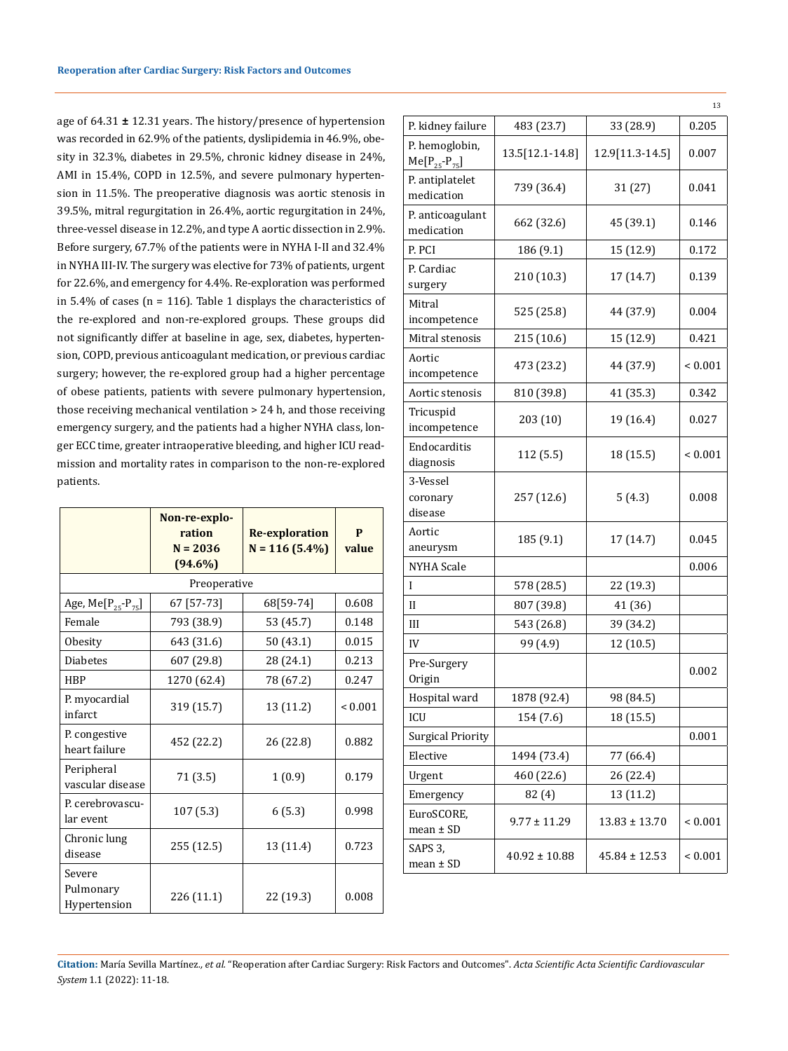age of 64.31 ± 12.31 years. The history/presence of hypertension was recorded in 62.9% of the patients, dyslipidemia in 46.9%, obesity in 32.3%, diabetes in 29.5%, chronic kidney disease in 24%, AMI in 15.4%, COPD in 12.5%, and severe pulmonary hypertension in 11.5%. The preoperative diagnosis was aortic stenosis in 39.5%, mitral regurgitation in 26.4%, aortic regurgitation in 24%, three-vessel disease in 12.2%, and type A aortic dissection in 2.9%. Before surgery, 67.7% of the patients were in NYHA I-II and 32.4% in NYHA III-IV. The surgery was elective for 73% of patients, urgent for 22.6%, and emergency for 4.4%. Re-exploration was performed in 5.4% of cases (n = 116). Table 1 displays the characteristics of the re-explored and non-re-explored groups. These groups did not significantly differ at baseline in age, sex, diabetes, hypertension, COPD, previous anticoagulant medication, or previous cardiac surgery; however, the re-explored group had a higher percentage of obese patients, patients with severe pulmonary hypertension, those receiving mechanical ventilation > 24 h, and those receiving emergency surgery, and the patients had a higher NYHA class, longer ECC time, greater intraoperative bleeding, and higher ICU readmission and mortality rates in comparison to the non-re-explored patients.

| | Non-re-exploration N = 2036 (94.6%) | Re-exploration N = 116 (5.4%) | P value |
|---|---|---|---|
| Preoperative | | | |
| Age, Me[$P_{25}$-$P_{75}$] | 67 [57-73] | 68[59-74] | 0.608 |
| Female | 793 (38.9) | 53 (45.7) | 0.148 |
| Obesity | 643 (31.6) | 50 (43.1) | 0.015 |
| Diabetes | 607 (29.8) | 28 (24.1) | 0.213 |
| HBP | 1270 (62.4) | 78 (67.2) | 0.247 |
| P. myocardial infarct | 319 (15.7) | 13 (11.2) | < 0.001 |
| P. congestive heart failure | 452 (22.2) | 26 (22.8) | 0.882 |
| Peripheral vascular disease | 71 (3.5) | 1 (0.9) | 0.179 |
| P. cerebrovascular event | 107 (5.3) | 6 (5.3) | 0.998 |
| Chronic lung disease | 255 (12.5) | 13 (11.4) | 0.723 |
| Severe Pulmonary Hypertension | 226 (11.1) | 22 (19.3) | 0.008 |
| P. kidney failure | 483 (23.7) | 33 (28.9) | 0.205 |
| P. hemoglobin, Me[$P_{25}$-$P_{75}$] | 13.5[12.1-14.8] | 12.9[11.3-14.5] | 0.007 |
| P. antiplatelet medication | 739 (36.4) | 31 (27) | 0.041 |
| P. anticoagulant medication | 662 (32.6) | 45 (39.1) | 0.146 |
| P. PCI | 186 (9.1) | 15 (12.9) | 0.172 |
| P. Cardiac surgery | 210 (10.3) | 17 (14.7) | 0.139 |
| Mitral incompetence | 525 (25.8) | 44 (37.9) | 0.004 |
| Mitral stenosis | 215 (10.6) | 15 (12.9) | 0.421 |
| Aortic incompetence | 473 (23.2) | 44 (37.9) | < 0.001 |
| Aortic stenosis | 810 (39.8) | 41 (35.3) | 0.342 |
| Tricuspid incompetence | 203 (10) | 19 (16.4) | 0.027 |
| Endocarditis diagnosis | 112 (5.5) | 18 (15.5) | < 0.001 |
| 3-Vessel coronary disease | 257 (12.6) | 5 (4.3) | 0.008 |
| Aortic aneurysm | 185 (9.1) | 17 (14.7) | 0.045 |
| NYHA Scale | | | 0.006 |
| I | 578 (28.5) | 22 (19.3) | |
| II | 807 (39.8) | 41 (36) | |
| III | 543 (26.8) | 39 (34.2) | |
| IV | 99 (4.9) | 12 (10.5) | |
| Pre-Surgery Origin | | | 0.002 |
| Hospital ward | 1878 (92.4) | 98 (84.5) | |
| ICU | 154 (7.6) | 18 (15.5) | |
| Surgical Priority | | | 0.001 |
| Elective | 1494 (73.4) | 77 (66.4) | |
| Urgent | 460 (22.6) | 26 (22.4) | |
| Emergency | 82 (4) | 13 (11.2) | |
| EuroSCORE, mean ± SD | 9.77 ± 11.29 | 13.83 ± 13.70 | < 0.001 |
| SAPS 3, mean ± SD | 40.92 ± 10.88 | 45.84 ± 12.53 | < 0.001 |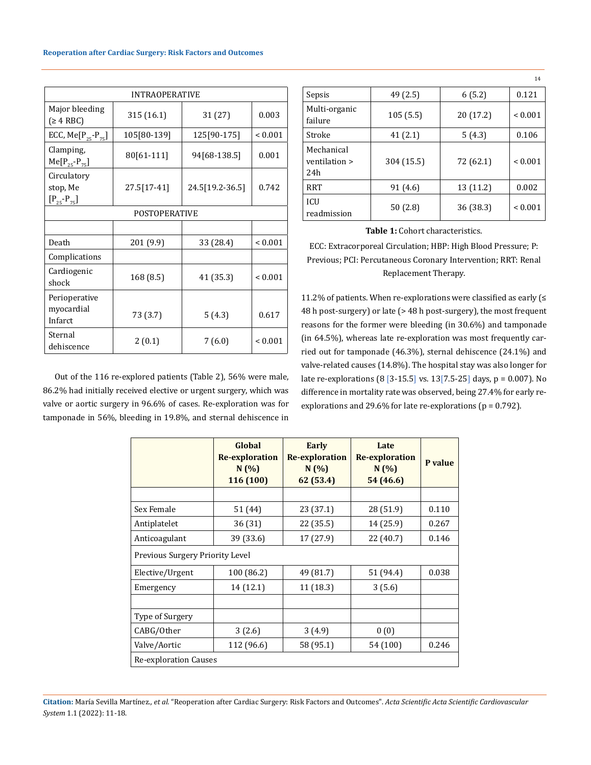| INTRAOPERATIVE | | | |
|---|---|---|---|
| Major bleeding (≥ 4 RBC) | 315 (16.1) | 31 (27) | 0.003 |
| ECC, Me[$P_{25}$-$P_{75}$] | 105[80-139] | 125[90-175] | < 0.001 |
| Clamping, Me[$P_{25}$-$P_{75}$] | 80[61-111] | 94[68-138.5] | 0.001 |
| Circulatory stop, Me [$P_{25}$-$P_{75}$] | 27.5[17-41] | 24.5[19.2-36.5] | 0.742 |
| POSTOPERATIVE | | | |
| | | | |
| Death | 201 (9.9) | 33 (28.4) | < 0.001 |
| Complications | | | |
| Cardiogenic shock | 168 (8.5) | 41 (35.3) | < 0.001 |
| Perioperative myocardial Infarct | 73 (3.7) | 5 (4.3) | 0.617 |
| Sternal dehiscence | 2 (0.1) | 7 (6.0) | < 0.001 |
| Sepsis | 49 (2.5) | 6 (5.2) | 0.121 |
| Multi-organic failure | 105 (5.5) | 20 (17.2) | < 0.001 |
| Stroke | 41 (2.1) | 5 (4.3) | 0.106 |
| Mechanical ventilation > 24h | 304 (15.5) | 72 (62.1) | < 0.001 |
| RRT | 91 (4.6) | 13 (11.2) | 0.002 |
| ICU readmission | 50 (2.8) | 36 (38.3) | < 0.001 |

**Table 1:** Cohort characteristics.

ECC: Extracorporeal Circulation; HBP: High Blood Pressure; P: Previous; PCI: Percutaneous Coronary Intervention; RRT: Renal Replacement Therapy.

Out of the 116 re-explored patients (Table 2), 56% were male, 86.2% had initially received elective or urgent surgery, which was valve or aortic surgery in 96.6% of cases. Re-exploration was for tamponade in 56%, bleeding in 19.8%, and sternal dehiscence in 11.2% of patients. When re-explorations were classified as early (≤ 48 h post-surgery) or late (> 48 h post-surgery), the most frequent reasons for the former were bleeding (in 30.6%) and tamponade (in 64.5%), whereas late re-exploration was most frequently carried out for tamponade (46.3%), sternal dehiscence (24.1%) and valve-related causes (14.8%). The hospital stay was also longer for late re-explorations (8 [3-15.5] vs. 13[7.5-25] days, p = 0.007). No difference in mortality rate was observed, being 27.4% for early re-explorations and 29.6% for late re-explorations (p = 0.792).

| | **Global Re-exploration N (%) 116 (100)** | **Early Re-exploration N (%) 62 (53.4)** | **Late Re-exploration N (%) 54 (46.6)** | **P value** |
|---|---|---|---|---|
| | | | | |
| Sex Female | 51 (44) | 23 (37.1) | 28 (51.9) | 0.110 |
| Antiplatelet | 36 (31) | 22 (35.5) | 14 (25.9) | 0.267 |
| Anticoagulant | 39 (33.6) | 17 (27.9) | 22 (40.7) | 0.146 |
| Previous Surgery Priority Level | | | | |
| Elective/Urgent | 100 (86.2) | 49 (81.7) | 51 (94.4) | 0.038 |
| Emergency | 14 (12.1) | 11 (18.3) | 3 (5.6) | |
| | | | | |
| Type of Surgery | | | | |
| CABG/Other | 3 (2.6) | 3 (4.9) | 0 (0) | |
| Valve/Aortic | 112 (96.6) | 58 (95.1) | 54 (100) | 0.246 |
| Re-exploration Causes | | | | |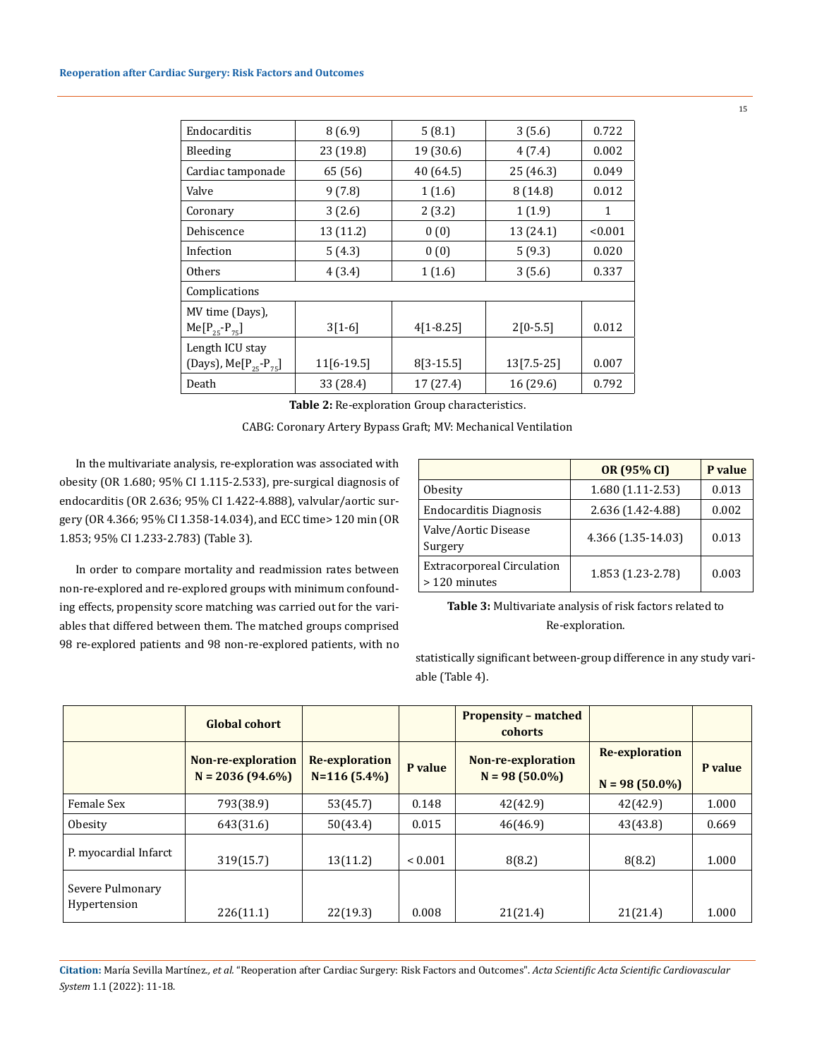| | | | | |
|---|---|---|---|---|
| Endocarditis | 8 (6.9) | 5 (8.1) | 3 (5.6) | 0.722 |
| Bleeding | 23 (19.8) | 19 (30.6) | 4 (7.4) | 0.002 |
| Cardiac tamponade | 65 (56) | 40 (64.5) | 25 (46.3) | 0.049 |
| Valve | 9 (7.8) | 1 (1.6) | 8 (14.8) | 0.012 |
| Coronary | 3 (2.6) | 2 (3.2) | 1 (1.9) | 1 |
| Dehiscence | 13 (11.2) | 0 (0) | 13 (24.1) | <0.001 |
| Infection | 5 (4.3) | 0 (0) | 5 (9.3) | 0.020 |
| Others | 4 (3.4) | 1 (1.6) | 3 (5.6) | 0.337 |
| Complications | | | | |
| MV time (Days), Me[$P_{25}$-$P_{75}$] | 3[1-6] | 4[1-8.25] | 2[0-5.5] | 0.012 |
| Length ICU stay (Days), Me[$P_{25}$-$P_{75}$] | 11[6-19.5] | 8[3-15.5] | 13[7.5-25] | 0.007 |
| Death | 33 (28.4) | 17 (27.4) | 16 (29.6) | 0.792 |

**Table 2:** Re-exploration Group characteristics.

CABG: Coronary Artery Bypass Graft; MV: Mechanical Ventilation

In the multivariate analysis, re-exploration was associated with obesity (OR 1.680; 95% CI 1.115-2.533), pre-surgical diagnosis of endocarditis (OR 2.636; 95% CI 1.422-4.888), valvular/aortic surgery (OR 4.366; 95% CI 1.358-14.034), and ECC time> 120 min (OR 1.853; 95% CI 1.233-2.783) (Table 3).

In order to compare mortality and readmission rates between non-re-explored and re-explored groups with minimum confounding effects, propensity score matching was carried out for the variables that differed between them. The matched groups comprised 98 re-explored patients and 98 non-re-explored patients, with no statistically significant between-group difference in any study variable (Table 4).

| | OR (95% CI) | P value |
|---|---|---|
| Obesity | 1.680 (1.11-2.53) | 0.013 |
| Endocarditis Diagnosis | 2.636 (1.42-4.88) | 0.002 |
| Valve/Aortic Disease Surgery | 4.366 (1.35-14.03) | 0.013 |
| Extracorporeal Circulation > 120 minutes | 1.853 (1.23-2.78) | 0.003 |

**Table 3:** Multivariate analysis of risk factors related to Re-exploration.

| | Global cohort | | | Propensity – matched cohorts | | |
|---|---|---|---|---|---|---|
| | Non-re-exploration N = 2036 (94.6%) | Re-exploration N=116 (5.4%) | P value | Non-re-exploration N = 98 (50.0%) | Re-exploration N = 98 (50.0%) | P value |
| Female Sex | 793(38.9) | 53(45.7) | 0.148 | 42(42.9) | 42(42.9) | 1.000 |
| Obesity | 643(31.6) | 50(43.4) | 0.015 | 46(46.9) | 43(43.8) | 0.669 |
| P. myocardial Infarct | 319(15.7) | 13(11.2) | < 0.001 | 8(8.2) | 8(8.2) | 1.000 |
| Severe Pulmonary Hypertension | 226(11.1) | 22(19.3) | 0.008 | 21(21.4) | 21(21.4) | 1.000 |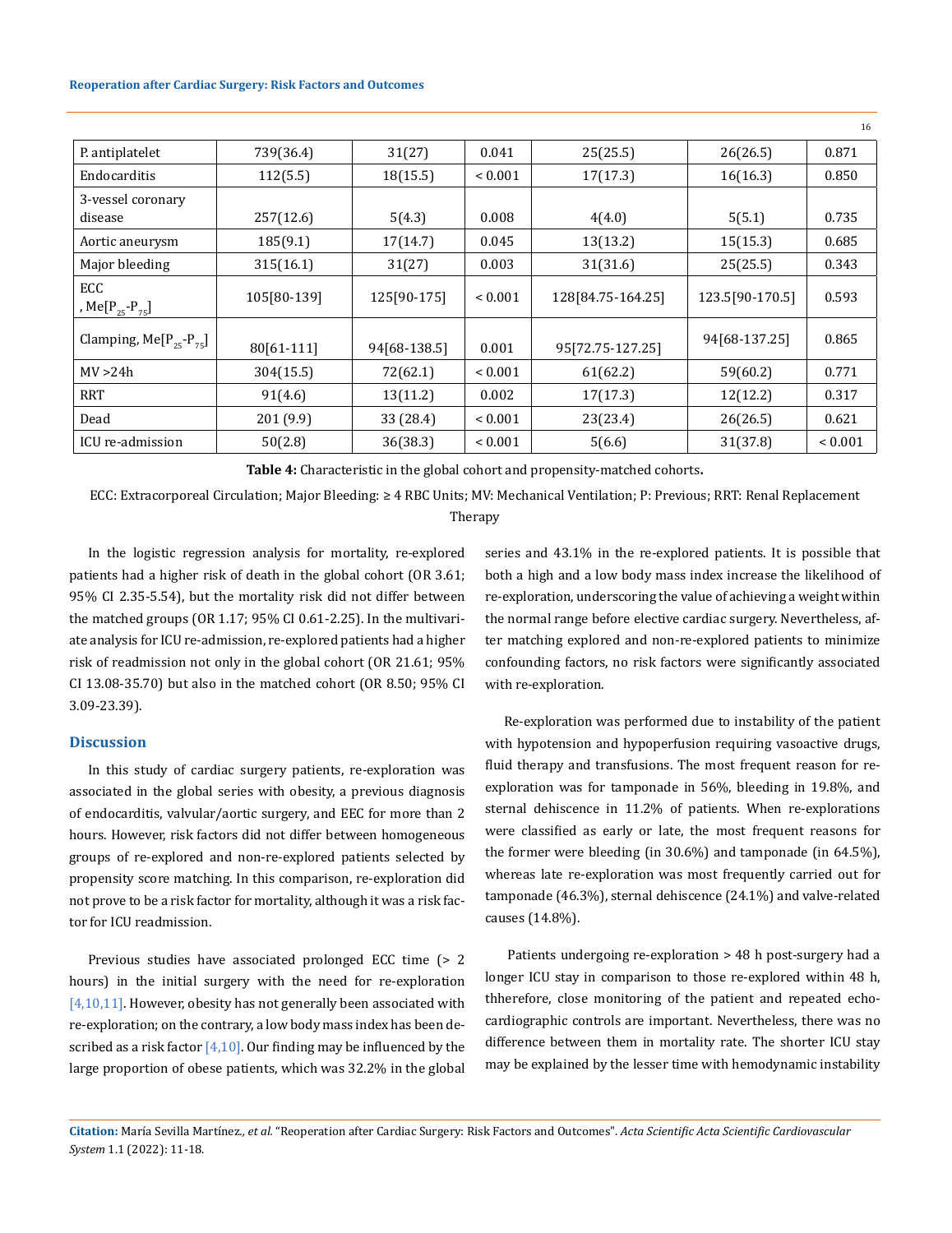| P. antiplatelet | 739(36.4) | 31(27) | 0.041 | 25(25.5) | 26(26.5) | 0.871 |
|---|---|---|---|---|---|---|
| Endocarditis | 112(5.5) | 18(15.5) | < 0.001 | 17(17.3) | 16(16.3) | 0.850 |
| 3-vessel coronary disease | 257(12.6) | 5(4.3) | 0.008 | 4(4.0) | 5(5.1) | 0.735 |
| Aortic aneurysm | 185(9.1) | 17(14.7) | 0.045 | 13(13.2) | 15(15.3) | 0.685 |
| Major bleeding | 315(16.1) | 31(27) | 0.003 | 31(31.6) | 25(25.5) | 0.343 |
| ECC , Me[$P_{25}$-$P_{75}$] | 105[80-139] | 125[90-175] | < 0.001 | 128[84.75-164.25] | 123.5[90-170.5] | 0.593 |
| Clamping, Me[$P_{25}$-$P_{75}$] | 80[61-111] | 94[68-138.5] | 0.001 | 95[72.75-127.25] | 94[68-137.25] | 0.865 |
| MV >24h | 304(15.5) | 72(62.1) | < 0.001 | 61(62.2) | 59(60.2) | 0.771 |
| RRT | 91(4.6) | 13(11.2) | 0.002 | 17(17.3) | 12(12.2) | 0.317 |
| Dead | 201 (9.9) | 33 (28.4) | < 0.001 | 23(23.4) | 26(26.5) | 0.621 |
| ICU re-admission | 50(2.8) | 36(38.3) | < 0.001 | 5(6.6) | 31(37.8) | < 0.001 |

**Table 4:** Characteristic in the global cohort and propensity-matched cohorts**.**

ECC: Extracorporeal Circulation; Major Bleeding: ≥ 4 RBC Units; MV: Mechanical Ventilation; P: Previous; RRT: Renal Replacement Therapy

In the logistic regression analysis for mortality, re-explored patients had a higher risk of death in the global cohort (OR 3.61; 95% CI 2.35-5.54), but the mortality risk did not differ between the matched groups (OR 1.17; 95% CI 0.61-2.25). In the multivariate analysis for ICU re-admission, re-explored patients had a higher risk of readmission not only in the global cohort (OR 21.61; 95% CI 13.08-35.70) but also in the matched cohort (OR 8.50; 95% CI 3.09-23.39).

## Discussion

In this study of cardiac surgery patients, re-exploration was associated in the global series with obesity, a previous diagnosis of endocarditis, valvular/aortic surgery, and EEC for more than 2 hours. However, risk factors did not differ between homogeneous groups of re-explored and non-re-explored patients selected by propensity score matching. In this comparison, re-exploration did not prove to be a risk factor for mortality, although it was a risk factor for ICU readmission.

Previous studies have associated prolonged ECC time (> 2 hours) in the initial surgery with the need for re-exploration [4,10,11]. However, obesity has not generally been associated with re-exploration; on the contrary, a low body mass index has been described as a risk factor [4,10]. Our finding may be influenced by the large proportion of obese patients, which was 32.2% in the global series and 43.1% in the re-explored patients. It is possible that both a high and a low body mass index increase the likelihood of re-exploration, underscoring the value of achieving a weight within the normal range before elective cardiac surgery. Nevertheless, after matching explored and non-re-explored patients to minimize confounding factors, no risk factors were significantly associated with re-exploration.

Re-exploration was performed due to instability of the patient with hypotension and hypoperfusion requiring vasoactive drugs, fluid therapy and transfusions. The most frequent reason for re-exploration was for tamponade in 56%, bleeding in 19.8%, and sternal dehiscence in 11.2% of patients. When re-explorations were classified as early or late, the most frequent reasons for the former were bleeding (in 30.6%) and tamponade (in 64.5%), whereas late re-exploration was most frequently carried out for tamponade (46.3%), sternal dehiscence (24.1%) and valve-related causes (14.8%).

Patients undergoing re-exploration > 48 h post-surgery had a longer ICU stay in comparison to those re-explored within 48 h, thherefore, close monitoring of the patient and repeated echocardiographic controls are important. Nevertheless, there was no difference between them in mortality rate. The shorter ICU stay may be explained by the lesser time with hemodynamic instability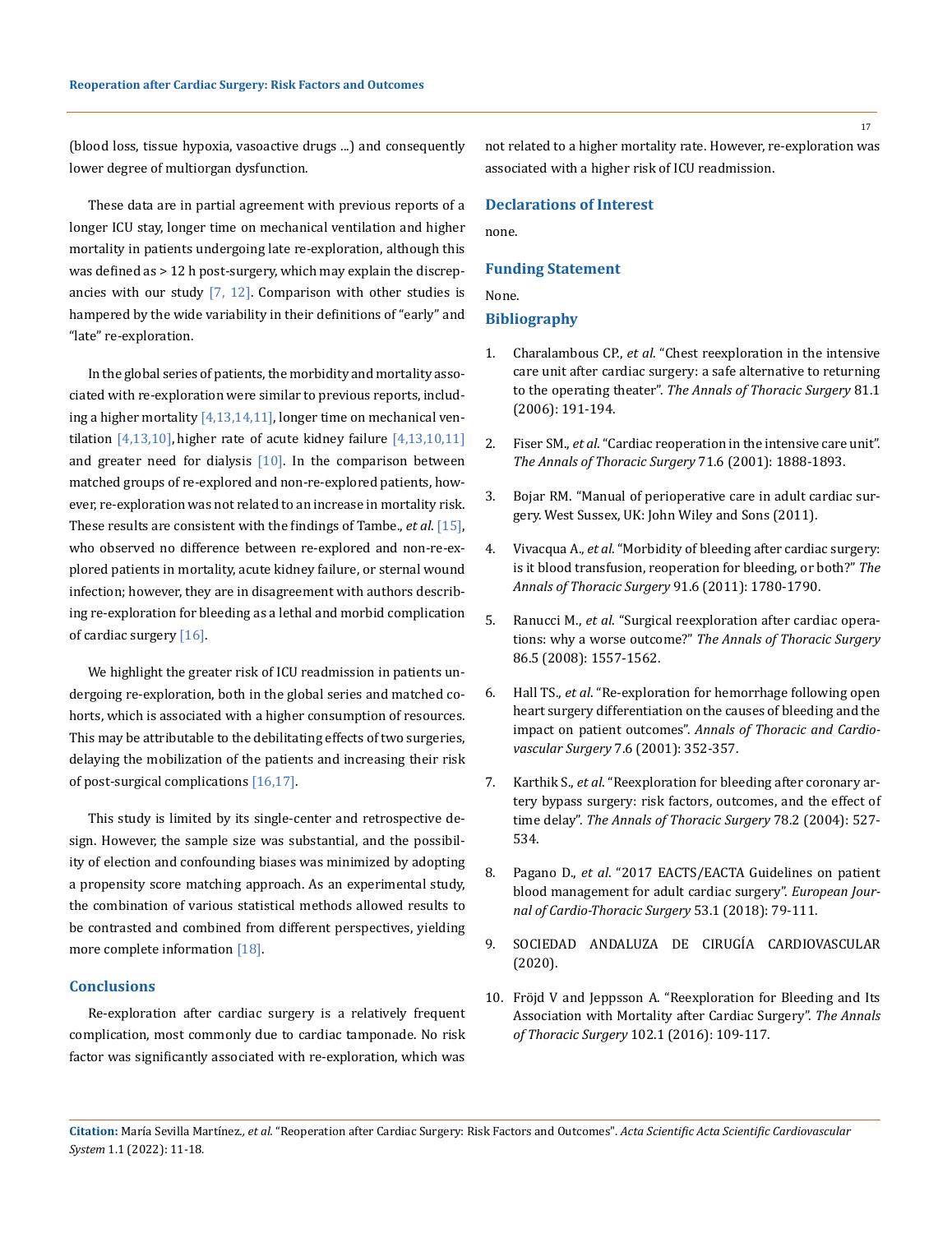(blood loss, tissue hypoxia, vasoactive drugs ...) and consequently lower degree of multiorgan dysfunction.

These data are in partial agreement with previous reports of a longer ICU stay, longer time on mechanical ventilation and higher mortality in patients undergoing late re-exploration, although this was defined as > 12 h post-surgery, which may explain the discrepancies with our study [7, 12]. Comparison with other studies is hampered by the wide variability in their definitions of "early" and "late" re-exploration.

In the global series of patients, the morbidity and mortality associated with re-exploration were similar to previous reports, including a higher mortality [4,13,14,11], longer time on mechanical ventilation [4,13,10], higher rate of acute kidney failure [4,13,10,11] and greater need for dialysis [10]. In the comparison between matched groups of re-explored and non-re-explored patients, however, re-exploration was not related to an increase in mortality risk. These results are consistent with the findings of Tambe., *et al*. [15], who observed no difference between re-explored and non-re-explored patients in mortality, acute kidney failure, or sternal wound infection; however, they are in disagreement with authors describing re-exploration for bleeding as a lethal and morbid complication of cardiac surgery [16].

We highlight the greater risk of ICU readmission in patients undergoing re-exploration, both in the global series and matched cohorts, which is associated with a higher consumption of resources. This may be attributable to the debilitating effects of two surgeries, delaying the mobilization of the patients and increasing their risk of post-surgical complications [16,17].

This study is limited by its single-center and retrospective design. However, the sample size was substantial, and the possibility of election and confounding biases was minimized by adopting a propensity score matching approach. As an experimental study, the combination of various statistical methods allowed results to be contrasted and combined from different perspectives, yielding more complete information [18].

## Conclusions

Re-exploration after cardiac surgery is a relatively frequent complication, most commonly due to cardiac tamponade. No risk factor was significantly associated with re-exploration, which was not related to a higher mortality rate. However, re-exploration was associated with a higher risk of ICU readmission.

## Declarations of Interest

none.

## Funding Statement

None.

## Bibliography

1. Charalambous CP., *et al*. "Chest reexploration in the intensive care unit after cardiac surgery: a safe alternative to returning to the operating theater". *The Annals of Thoracic Surgery* 81.1 (2006): 191-194.
2. Fiser SM., *et al*. "Cardiac reoperation in the intensive care unit". *The Annals of Thoracic Surgery* 71.6 (2001): 1888-1893.
3. Bojar RM. "Manual of perioperative care in adult cardiac surgery. West Sussex, UK: John Wiley and Sons (2011).
4. Vivacqua A., *et al*. "Morbidity of bleeding after cardiac surgery: is it blood transfusion, reoperation for bleeding, or both?" *The Annals of Thoracic Surgery* 91.6 (2011): 1780-1790.
5. Ranucci M., *et al*. "Surgical reexploration after cardiac operations: why a worse outcome?" *The Annals of Thoracic Surgery* 86.5 (2008): 1557-1562.
6. Hall TS., *et al*. "Re-exploration for hemorrhage following open heart surgery differentiation on the causes of bleeding and the impact on patient outcomes". *Annals of Thoracic and Cardiovascular Surgery* 7.6 (2001): 352-357.
7. Karthik S., *et al*. "Reexploration for bleeding after coronary artery bypass surgery: risk factors, outcomes, and the effect of time delay". *The Annals of Thoracic Surgery* 78.2 (2004): 527-534.
8. Pagano D., *et al*. "2017 EACTS/EACTA Guidelines on patient blood management for adult cardiac surgery". *European Journal of Cardio-Thoracic Surgery* 53.1 (2018): 79-111.
9. SOCIEDAD ANDALUZA DE CIRUGÍA CARDIOVASCULAR (2020).
10. Fröjd V and Jeppsson A. "Reexploration for Bleeding and Its Association with Mortality after Cardiac Surgery". *The Annals of Thoracic Surgery* 102.1 (2016): 109-117.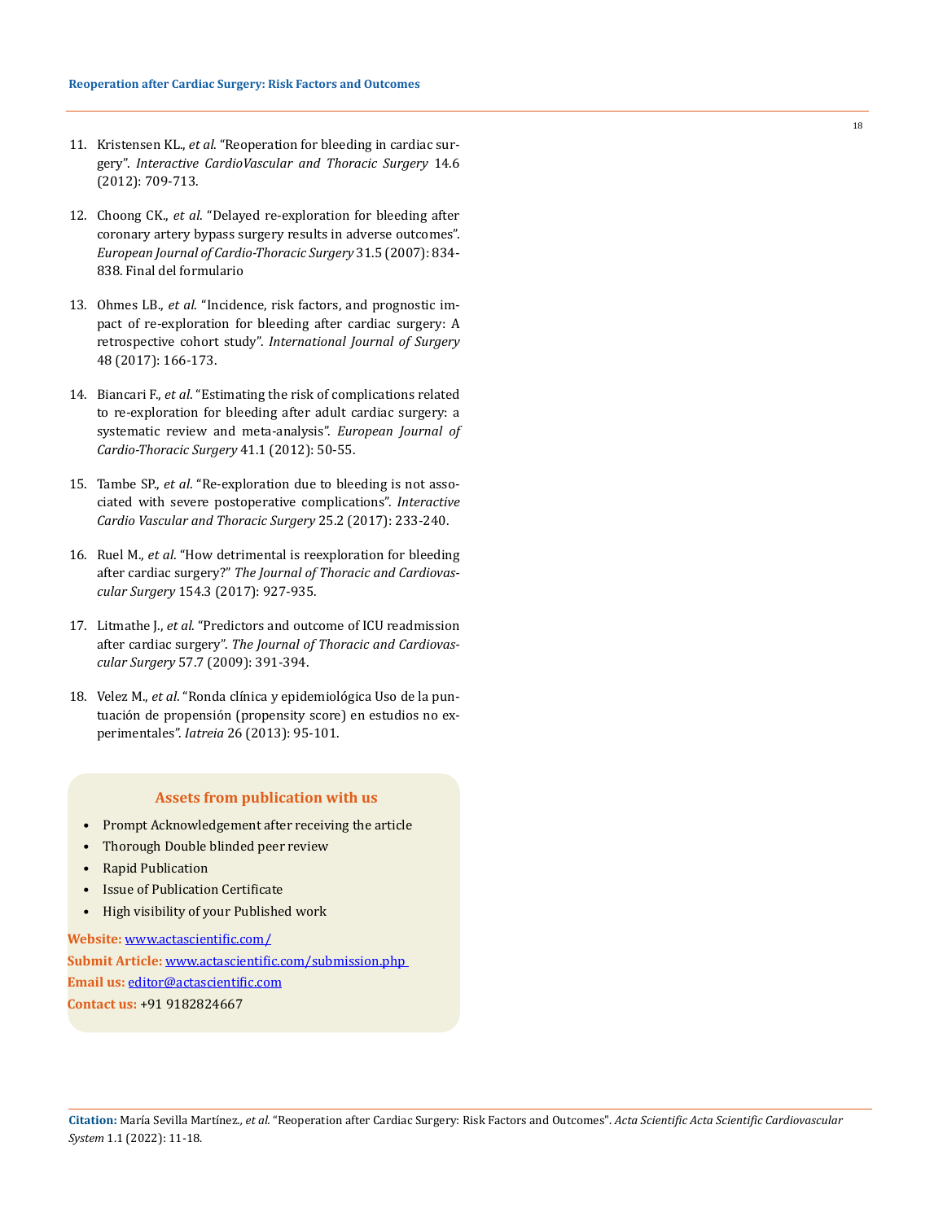11. Kristensen KL., *et al*. "Reoperation for bleeding in cardiac surgery". *Interactive CardioVascular and Thoracic Surgery* 14.6 (2012): 709-713.

12. Choong CK., *et al*. "Delayed re-exploration for bleeding after coronary artery bypass surgery results in adverse outcomes". *European Journal of Cardio-Thoracic Surgery* 31.5 (2007): 834-838. Final del formulario

13. Ohmes LB., *et al*. "Incidence, risk factors, and prognostic impact of re-exploration for bleeding after cardiac surgery: A retrospective cohort study". *International Journal of Surgery* 48 (2017): 166-173.

14. Biancari F., *et al*. "Estimating the risk of complications related to re-exploration for bleeding after adult cardiac surgery: a systematic review and meta-analysis". *European Journal of Cardio-Thoracic Surgery* 41.1 (2012): 50-55.

15. Tambe SP., *et al*. "Re-exploration due to bleeding is not associated with severe postoperative complications". *Interactive Cardio Vascular and Thoracic Surgery* 25.2 (2017): 233-240.

16. Ruel M., *et al*. "How detrimental is reexploration for bleeding after cardiac surgery?" *The Journal of Thoracic and Cardiovascular Surgery* 154.3 (2017): 927-935.

17. Litmathe J., *et al*. "Predictors and outcome of ICU readmission after cardiac surgery". *The Journal of Thoracic and Cardiovascular Surgery* 57.7 (2009): 391-394.

18. Velez M., *et al*. "Ronda clínica y epidemiológica Uso de la puntuación de propensión (propensity score) en estudios no experimentales". *Iatreia* 26 (2013): 95-101.

**Assets from publication with us**

- Prompt Acknowledgement after receiving the article
- Thorough Double blinded peer review
- Rapid Publication
- Issue of Publication Certificate
- High visibility of your Published work

**Website:** www.actascientific.com/
**Submit Article:** www.actascientific.com/submission.php
**Email us:** editor@actascientific.com
**Contact us:** +91 9182824667